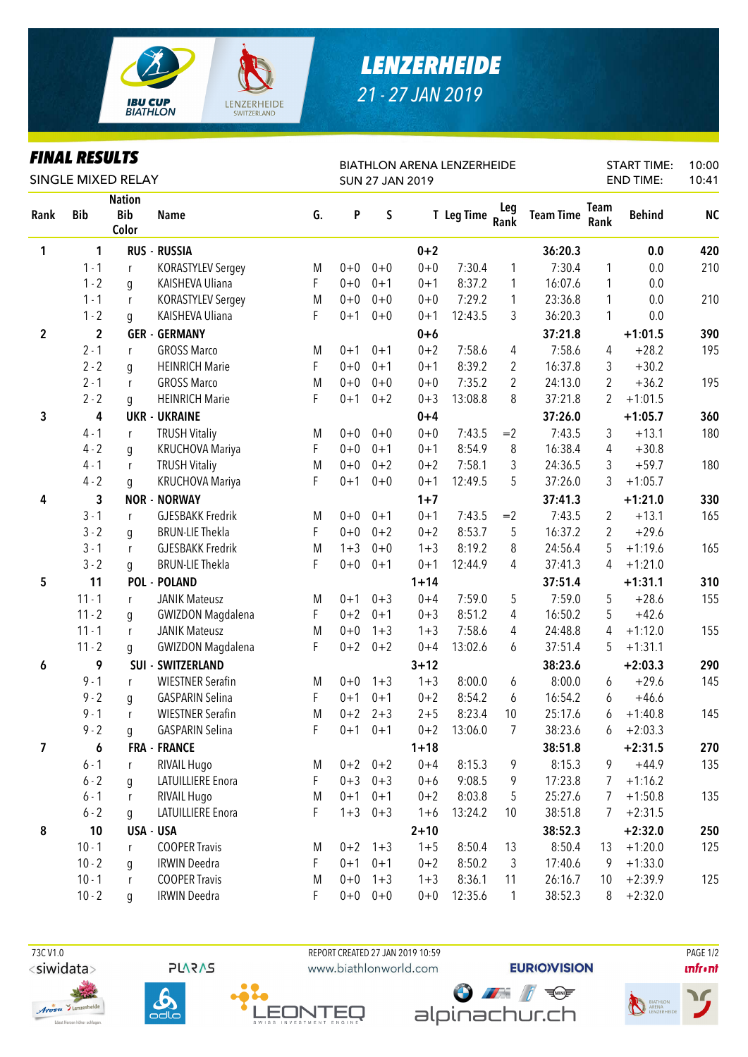# LENZERHEIDE

21 - 27 JAN 2019

## FINAL RESULTS

SINGLE MIXED RELAY

BIATHLON ARENA LENZERHEIDE
SUN 27 JAN 2019

START TIME: 10:00
END TIME: 10:41

| Rank | Bib | Nation Bib Color | Name | G. | P | S | T | Leg Time | Leg Rank | Team Time | Team Rank | Behind | NC |
|---|---|---|---|---|---|---|---|---|---|---|---|---|---|
| 1 | 1 | RUS - RUSSIA | | | | | 0+2 | | | 36:20.3 | | 0.0 | 420 |
| | 1 - 1 | r | KORASTYLEV Sergey | M | 0+0 | 0+0 | 0+0 | 7:30.4 | 1 | 7:30.4 | 1 | 0.0 | 210 |
| | 1 - 2 | g | KAISHEVA Uliana | F | 0+0 | 0+1 | 0+1 | 8:37.2 | 1 | 16:07.6 | 1 | 0.0 | |
| | 1 - 1 | r | KORASTYLEV Sergey | M | 0+0 | 0+0 | 0+0 | 7:29.2 | 1 | 23:36.8 | 1 | 0.0 | 210 |
| | 1 - 2 | g | KAISHEVA Uliana | F | 0+1 | 0+0 | 0+1 | 12:43.5 | 3 | 36:20.3 | 1 | 0.0 | |
| 2 | 2 | GER - GERMANY | | | | | 0+6 | | | 37:21.8 | | +1:01.5 | 390 |
| | 2 - 1 | r | GROSS Marco | M | 0+1 | 0+1 | 0+2 | 7:58.6 | 4 | 7:58.6 | 4 | +28.2 | 195 |
| | 2 - 2 | g | HEINRICH Marie | F | 0+0 | 0+1 | 0+1 | 8:39.2 | 2 | 16:37.8 | 3 | +30.2 | |
| | 2 - 1 | r | GROSS Marco | M | 0+0 | 0+0 | 0+0 | 7:35.2 | 2 | 24:13.0 | 2 | +36.2 | 195 |
| | 2 - 2 | g | HEINRICH Marie | F | 0+1 | 0+2 | 0+3 | 13:08.8 | 8 | 37:21.8 | 2 | +1:01.5 | |
| 3 | 4 | UKR - UKRAINE | | | | | 0+4 | | | 37:26.0 | | +1:05.7 | 360 |
| | 4 - 1 | r | TRUSH Vitaliy | M | 0+0 | 0+0 | 0+0 | 7:43.5 | =2 | 7:43.5 | 3 | +13.1 | 180 |
| | 4 - 2 | g | KRUCHOVA Mariya | F | 0+0 | 0+1 | 0+1 | 8:54.9 | 8 | 16:38.4 | 4 | +30.8 | |
| | 4 - 1 | r | TRUSH Vitaliy | M | 0+0 | 0+2 | 0+2 | 7:58.1 | 3 | 24:36.5 | 3 | +59.7 | 180 |
| | 4 - 2 | g | KRUCHOVA Mariya | F | 0+1 | 0+0 | 0+1 | 12:49.5 | 5 | 37:26.0 | 3 | +1:05.7 | |
| 4 | 3 | NOR - NORWAY | | | | | 1+7 | | | 37:41.3 | | +1:21.0 | 330 |
| | 3 - 1 | r | GJESBAKK Fredrik | M | 0+0 | 0+1 | 0+1 | 7:43.5 | =2 | 7:43.5 | 2 | +13.1 | 165 |
| | 3 - 2 | g | BRUN-LIE Thekla | F | 0+0 | 0+2 | 0+2 | 8:53.7 | 5 | 16:37.2 | 2 | +29.6 | |
| | 3 - 1 | r | GJESBAKK Fredrik | M | 1+3 | 0+0 | 1+3 | 8:19.2 | 8 | 24:56.4 | 5 | +1:19.6 | 165 |
| | 3 - 2 | g | BRUN-LIE Thekla | F | 0+0 | 0+1 | 0+1 | 12:44.9 | 4 | 37:41.3 | 4 | +1:21.0 | |
| 5 | 11 | POL - POLAND | | | | | 1+14 | | | 37:51.4 | | +1:31.1 | 310 |
| | 11 - 1 | r | JANIK Mateusz | M | 0+1 | 0+3 | 0+4 | 7:59.0 | 5 | 7:59.0 | 5 | +28.6 | 155 |
| | 11 - 2 | g | GWIZDON Magdalena | F | 0+2 | 0+1 | 0+3 | 8:51.2 | 4 | 16:50.2 | 5 | +42.6 | |
| | 11 - 1 | r | JANIK Mateusz | M | 0+0 | 1+3 | 1+3 | 7:58.6 | 4 | 24:48.8 | 4 | +1:12.0 | 155 |
| | 11 - 2 | g | GWIZDON Magdalena | F | 0+2 | 0+2 | 0+4 | 13:02.6 | 6 | 37:51.4 | 5 | +1:31.1 | |
| 6 | 9 | SUI - SWITZERLAND | | | | | 3+12 | | | 38:23.6 | | +2:03.3 | 290 |
| | 9 - 1 | r | WIESTNER Serafin | M | 0+0 | 1+3 | 1+3 | 8:00.0 | 6 | 8:00.0 | 6 | +29.6 | 145 |
| | 9 - 2 | g | GASPARIN Selina | F | 0+1 | 0+1 | 0+2 | 8:54.2 | 6 | 16:54.2 | 6 | +46.6 | |
| | 9 - 1 | r | WIESTNER Serafin | M | 0+2 | 2+3 | 2+5 | 8:23.4 | 10 | 25:17.6 | 6 | +1:40.8 | 145 |
| | 9 - 2 | g | GASPARIN Selina | F | 0+1 | 0+1 | 0+2 | 13:06.0 | 7 | 38:23.6 | 6 | +2:03.3 | |
| 7 | 6 | FRA - FRANCE | | | | | 1+18 | | | 38:51.8 | | +2:31.5 | 270 |
| | 6 - 1 | r | RIVAIL Hugo | M | 0+2 | 0+2 | 0+4 | 8:15.3 | 9 | 8:15.3 | 9 | +44.9 | 135 |
| | 6 - 2 | g | LATUILLIERE Enora | F | 0+3 | 0+3 | 0+6 | 9:08.5 | 9 | 17:23.8 | 7 | +1:16.2 | |
| | 6 - 1 | r | RIVAIL Hugo | M | 0+1 | 0+1 | 0+2 | 8:03.8 | 5 | 25:27.6 | 7 | +1:50.8 | 135 |
| | 6 - 2 | g | LATUILLIERE Enora | F | 1+3 | 0+3 | 1+6 | 13:24.2 | 10 | 38:51.8 | 7 | +2:31.5 | |
| 8 | 10 | USA - USA | | | | | 2+10 | | | 38:52.3 | | +2:32.0 | 250 |
| | 10 - 1 | r | COOPER Travis | M | 0+2 | 1+3 | 1+5 | 8:50.4 | 13 | 8:50.4 | 13 | +1:20.0 | 125 |
| | 10 - 2 | g | IRWIN Deedra | F | 0+1 | 0+1 | 0+2 | 8:50.2 | 3 | 17:40.6 | 9 | +1:33.0 | |
| | 10 - 1 | r | COOPER Travis | M | 0+0 | 1+3 | 1+3 | 8:36.1 | 11 | 26:16.7 | 10 | +2:39.9 | 125 |
| | 10 - 2 | g | IRWIN Deedra | F | 0+0 | 0+0 | 0+0 | 12:35.6 | 1 | 38:52.3 | 8 | +2:32.0 | |

73C V1.0

REPORT CREATED 27 JAN 2019 10:59

www.biathlonworld.com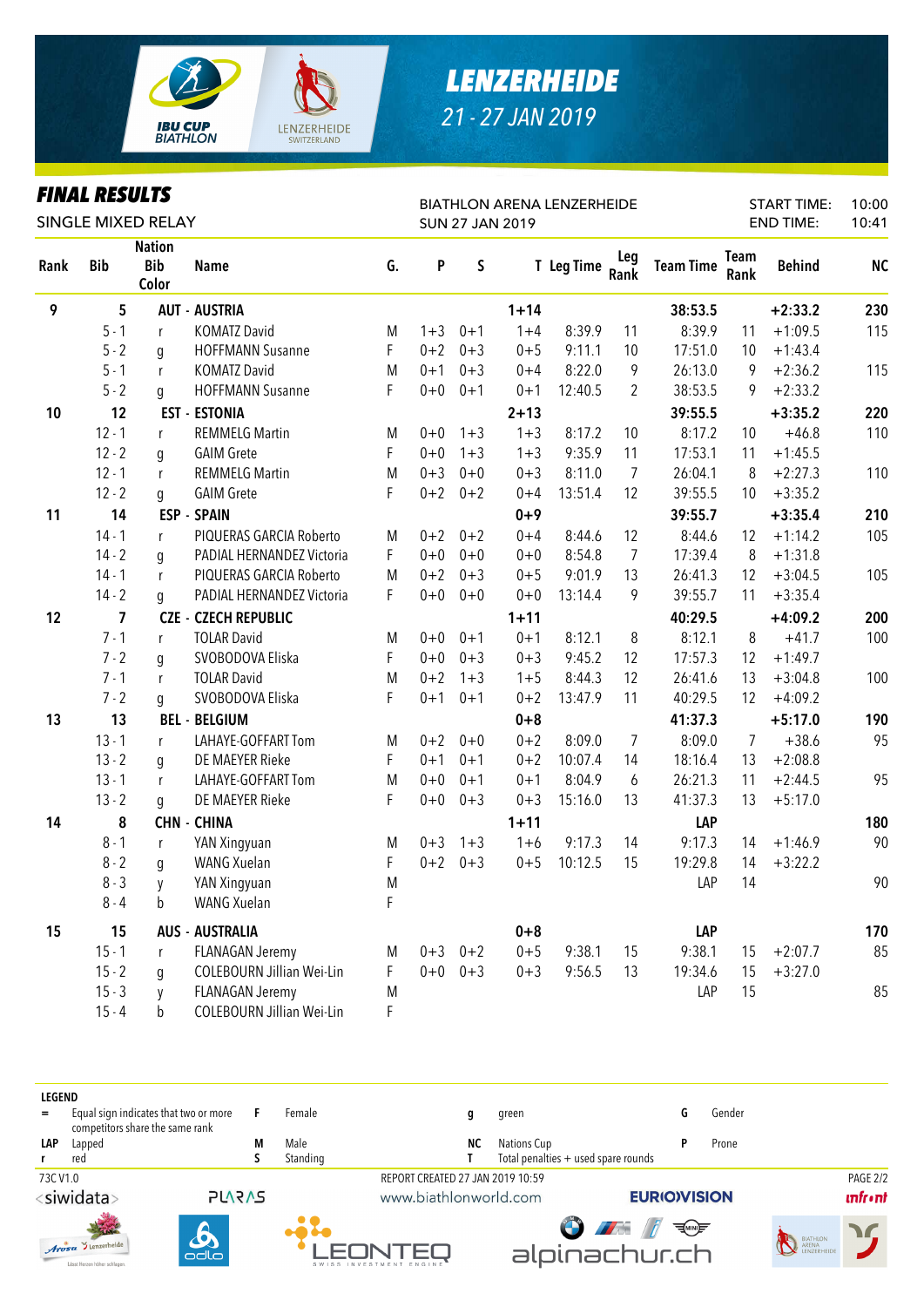LENZERHEIDE

21 - 27 JAN 2019

## FINAL RESULTS

SINGLE MIXED RELAY

BIATHLON ARENA LENZERHEIDE
SUN 27 JAN 2019

START TIME: 10:00
END TIME: 10:41

| Rank | Bib | Nation Bib Color | Name | G. | P | S | T | Leg Time | Leg Rank | Team Time | Team Rank | Behind | NC |
|---|---|---|---|---|---|---|---|---|---|---|---|---|---|
| 9 | 5 | AUT - AUSTRIA | | | | | 1+14 | | | 38:53.5 | | +2:33.2 | 230 |
| | 5 - 1 | r | KOMATZ David | M | 1+3 | 0+1 | 1+4 | 8:39.9 | 11 | 8:39.9 | 11 | +1:09.5 | 115 |
| | 5 - 2 | g | HOFFMANN Susanne | F | 0+2 | 0+3 | 0+5 | 9:11.1 | 10 | 17:51.0 | 10 | +1:43.4 | |
| | 5 - 1 | r | KOMATZ David | M | 0+1 | 0+3 | 0+4 | 8:22.0 | 9 | 26:13.0 | 9 | +2:36.2 | 115 |
| | 5 - 2 | g | HOFFMANN Susanne | F | 0+0 | 0+1 | 0+1 | 12:40.5 | 2 | 38:53.5 | 9 | +2:33.2 | |
| 10 | 12 | EST - ESTONIA | | | | | 2+13 | | | 39:55.5 | | +3:35.2 | 220 |
| | 12 - 1 | r | REMMELG Martin | M | 0+0 | 1+3 | 1+3 | 8:17.2 | 10 | 8:17.2 | 10 | +46.8 | 110 |
| | 12 - 2 | g | GAIM Grete | F | 0+0 | 1+3 | 1+3 | 9:35.9 | 11 | 17:53.1 | 11 | +1:45.5 | |
| | 12 - 1 | r | REMMELG Martin | M | 0+3 | 0+0 | 0+3 | 8:11.0 | 7 | 26:04.1 | 8 | +2:27.3 | 110 |
| | 12 - 2 | g | GAIM Grete | F | 0+2 | 0+2 | 0+4 | 13:51.4 | 12 | 39:55.5 | 10 | +3:35.2 | |
| 11 | 14 | ESP - SPAIN | | | | | 0+9 | | | 39:55.7 | | +3:35.4 | 210 |
| | 14 - 1 | r | PIQUERAS GARCIA Roberto | M | 0+2 | 0+2 | 0+4 | 8:44.6 | 12 | 8:44.6 | 12 | +1:14.2 | 105 |
| | 14 - 2 | g | PADIAL HERNANDEZ Victoria | F | 0+0 | 0+0 | 0+0 | 8:54.8 | 7 | 17:39.4 | 8 | +1:31.8 | |
| | 14 - 1 | r | PIQUERAS GARCIA Roberto | M | 0+2 | 0+3 | 0+5 | 9:01.9 | 13 | 26:41.3 | 12 | +3:04.5 | 105 |
| | 14 - 2 | g | PADIAL HERNANDEZ Victoria | F | 0+0 | 0+0 | 0+0 | 13:14.4 | 9 | 39:55.7 | 11 | +3:35.4 | |
| 12 | 7 | CZE - CZECH REPUBLIC | | | | | 1+11 | | | 40:29.5 | | +4:09.2 | 200 |
| | 7 - 1 | r | TOLAR David | M | 0+0 | 0+1 | 0+1 | 8:12.1 | 8 | 8:12.1 | 8 | +41.7 | 100 |
| | 7 - 2 | g | SVOBODOVA Eliska | F | 0+0 | 0+3 | 0+3 | 9:45.2 | 12 | 17:57.3 | 12 | +1:49.7 | |
| | 7 - 1 | r | TOLAR David | M | 0+2 | 1+3 | 1+5 | 8:44.3 | 12 | 26:41.6 | 13 | +3:04.8 | 100 |
| | 7 - 2 | g | SVOBODOVA Eliska | F | 0+1 | 0+1 | 0+2 | 13:47.9 | 11 | 40:29.5 | 12 | +4:09.2 | |
| 13 | 13 | BEL - BELGIUM | | | | | 0+8 | | | 41:37.3 | | +5:17.0 | 190 |
| | 13 - 1 | r | LAHAYE-GOFFART Tom | M | 0+2 | 0+0 | 0+2 | 8:09.0 | 7 | 8:09.0 | 7 | +38.6 | 95 |
| | 13 - 2 | g | DE MAEYER Rieke | F | 0+1 | 0+1 | 0+2 | 10:07.4 | 14 | 18:16.4 | 13 | +2:08.8 | |
| | 13 - 1 | r | LAHAYE-GOFFART Tom | M | 0+0 | 0+1 | 0+1 | 8:04.9 | 6 | 26:21.3 | 11 | +2:44.5 | 95 |
| | 13 - 2 | g | DE MAEYER Rieke | F | 0+0 | 0+3 | 0+3 | 15:16.0 | 13 | 41:37.3 | 13 | +5:17.0 | |
| 14 | 8 | CHN - CHINA | | | | | 1+11 | | | LAP | | | 180 |
| | 8 - 1 | r | YAN Xingyuan | M | 0+3 | 1+3 | 1+6 | 9:17.3 | 14 | 9:17.3 | 14 | +1:46.9 | 90 |
| | 8 - 2 | g | WANG Xuelan | F | 0+2 | 0+3 | 0+5 | 10:12.5 | 15 | 19:29.8 | 14 | +3:22.2 | |
| | 8 - 3 | y | YAN Xingyuan | M | | | | | | LAP | 14 | | 90 |
| | 8 - 4 | b | WANG Xuelan | F | | | | | | | | | |
| 15 | 15 | AUS - AUSTRALIA | | | | | 0+8 | | | LAP | | | 170 |
| | 15 - 1 | r | FLANAGAN Jeremy | M | 0+3 | 0+2 | 0+5 | 9:38.1 | 15 | 9:38.1 | 15 | +2:07.7 | 85 |
| | 15 - 2 | g | COLEBOURN Jillian Wei-Lin | F | 0+0 | 0+3 | 0+3 | 9:56.5 | 13 | 19:34.6 | 15 | +3:27.0 | |
| | 15 - 3 | y | FLANAGAN Jeremy | M | | | | | | LAP | 15 | | 85 |
| | 15 - 4 | b | COLEBOURN Jillian Wei-Lin | F | | | | | | | | | |

**LEGEND**

| | | | | | | | |
|---|---|---|---|---|---|---|---|
| = | Equal sign indicates that two or more competitors share the same rank | F | Female | g | green | G | Gender |
| LAP | Lapped | M | Male | NC | Nations Cup | P | Prone |
| r | red | S | Standing | T | Total penalties + used spare rounds | | |

73C V1.0

REPORT CREATED 27 JAN 2019 10:59

www.biathlonworld.com